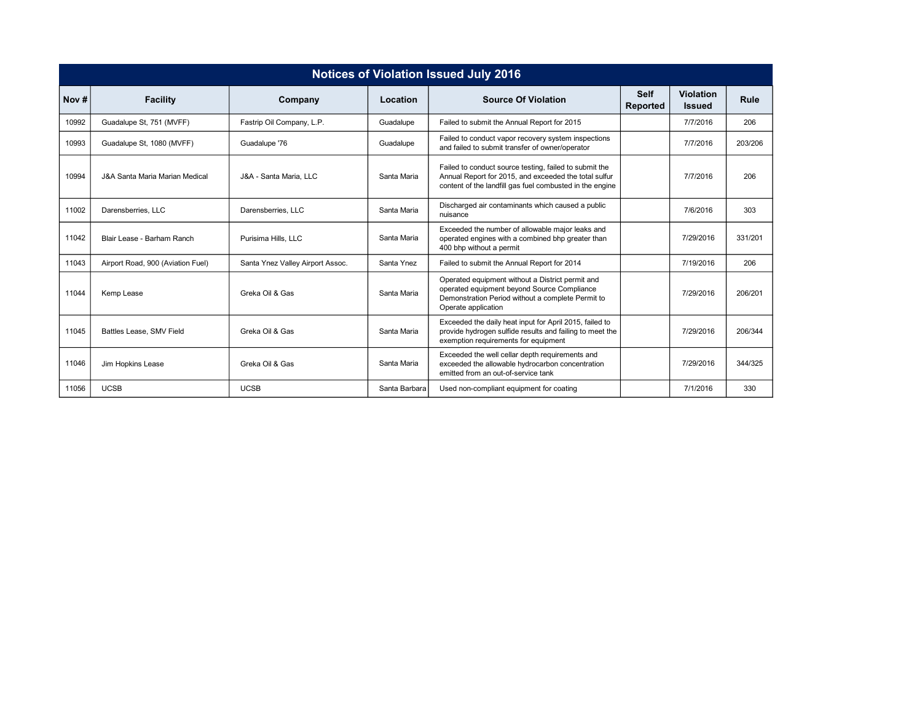| Notices of Violation Issued July 2016 | | | | | | | |
|---|---|---|---|---|---|---|---|
| **Nov #** | **Facility** | **Company** | **Location** | **Source Of Violation** | **Self Reported** | **Violation Issued** | **Rule** |
| 10992 | Guadalupe St, 751 (MVFF) | Fastrip Oil Company, L.P. | Guadalupe | Failed to submit the Annual Report for 2015 | | 7/7/2016 | 206 |
| 10993 | Guadalupe St, 1080 (MVFF) | Guadalupe '76 | Guadalupe | Failed to conduct vapor recovery system inspections and failed to submit transfer of owner/operator | | 7/7/2016 | 203/206 |
| 10994 | J&A Santa Maria Marian Medical | J&A - Santa Maria, LLC | Santa Maria | Failed to conduct source testing, failed to submit the Annual Report for 2015, and exceeded the total sulfur content of the landfill gas fuel combusted in the engine | | 7/7/2016 | 206 |
| 11002 | Darensberries, LLC | Darensberries, LLC | Santa Maria | Discharged air contaminants which caused a public nuisance | | 7/6/2016 | 303 |
| 11042 | Blair Lease - Barham Ranch | Purisima Hills, LLC | Santa Maria | Exceeded the number of allowable major leaks and operated engines with a combined bhp greater than 400 bhp without a permit | | 7/29/2016 | 331/201 |
| 11043 | Airport Road, 900 (Aviation Fuel) | Santa Ynez Valley Airport Assoc. | Santa Ynez | Failed to submit the Annual Report for 2014 | | 7/19/2016 | 206 |
| 11044 | Kemp Lease | Greka Oil & Gas | Santa Maria | Operated equipment without a District permit and operated equipment beyond Source Compliance Demonstration Period without a complete Permit to Operate application | | 7/29/2016 | 206/201 |
| 11045 | Battles Lease, SMV Field | Greka Oil & Gas | Santa Maria | Exceeded the daily heat input for April 2015, failed to provide hydrogen sulfide results and failing to meet the exemption requirements for equipment | | 7/29/2016 | 206/344 |
| 11046 | Jim Hopkins Lease | Greka Oil & Gas | Santa Maria | Exceeded the well cellar depth requirements and exceeded the allowable hydrocarbon concentration emitted from an out-of-service tank | | 7/29/2016 | 344/325 |
| 11056 | UCSB | UCSB | Santa Barbara | Used non-compliant equipment for coating | | 7/1/2016 | 330 |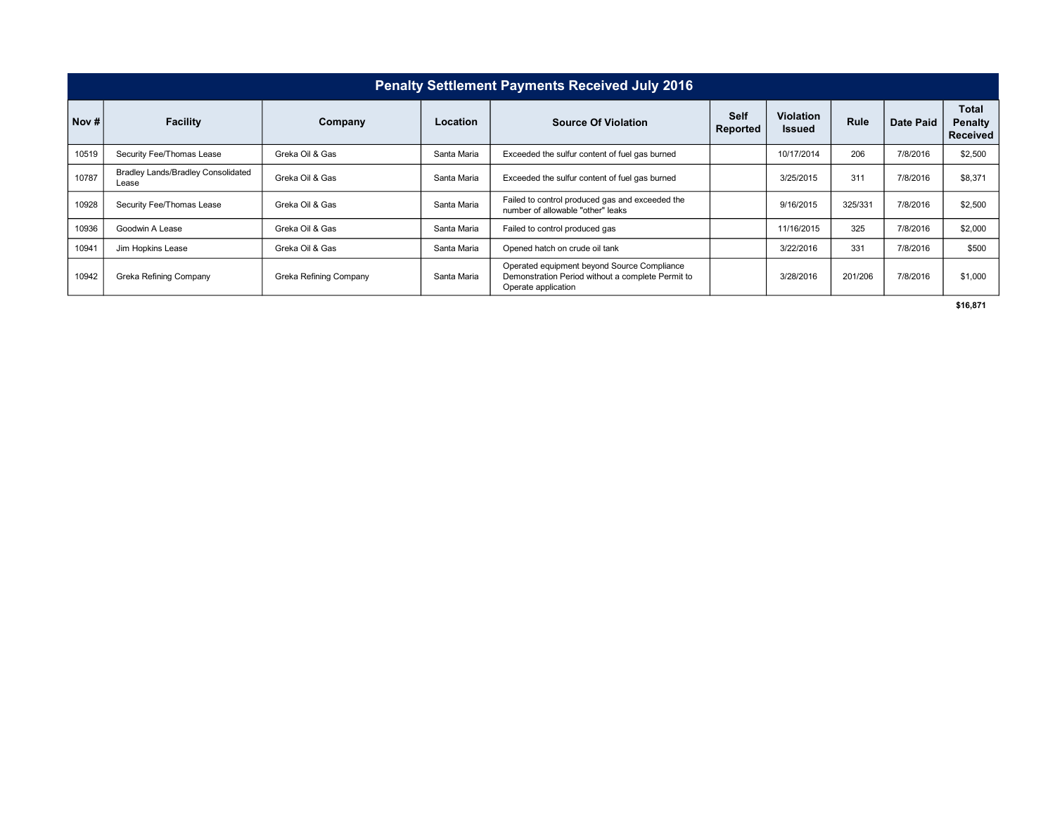## Penalty Settlement Payments Received July 2016

| Nov # | Facility | Company | Location | Source Of Violation | Self Reported | Violation Issued | Rule | Date Paid | Total Penalty Received |
|---|---|---|---|---|---|---|---|---|---|
| 10519 | Security Fee/Thomas Lease | Greka Oil & Gas | Santa Maria | Exceeded the sulfur content of fuel gas burned | | 10/17/2014 | 206 | 7/8/2016 | $2,500 |
| 10787 | Bradley Lands/Bradley Consolidated Lease | Greka Oil & Gas | Santa Maria | Exceeded the sulfur content of fuel gas burned | | 3/25/2015 | 311 | 7/8/2016 | $8,371 |
| 10928 | Security Fee/Thomas Lease | Greka Oil & Gas | Santa Maria | Failed to control produced gas and exceeded the number of allowable "other" leaks | | 9/16/2015 | 325/331 | 7/8/2016 | $2,500 |
| 10936 | Goodwin A Lease | Greka Oil & Gas | Santa Maria | Failed to control produced gas | | 11/16/2015 | 325 | 7/8/2016 | $2,000 |
| 10941 | Jim Hopkins Lease | Greka Oil & Gas | Santa Maria | Opened hatch on crude oil tank | | 3/22/2016 | 331 | 7/8/2016 | $500 |
| 10942 | Greka Refining Company | Greka Refining Company | Santa Maria | Operated equipment beyond Source Compliance Demonstration Period without a complete Permit to Operate application | | 3/28/2016 | 201/206 | 7/8/2016 | $1,000 |
| | | | | | | | | | **$16,871** |